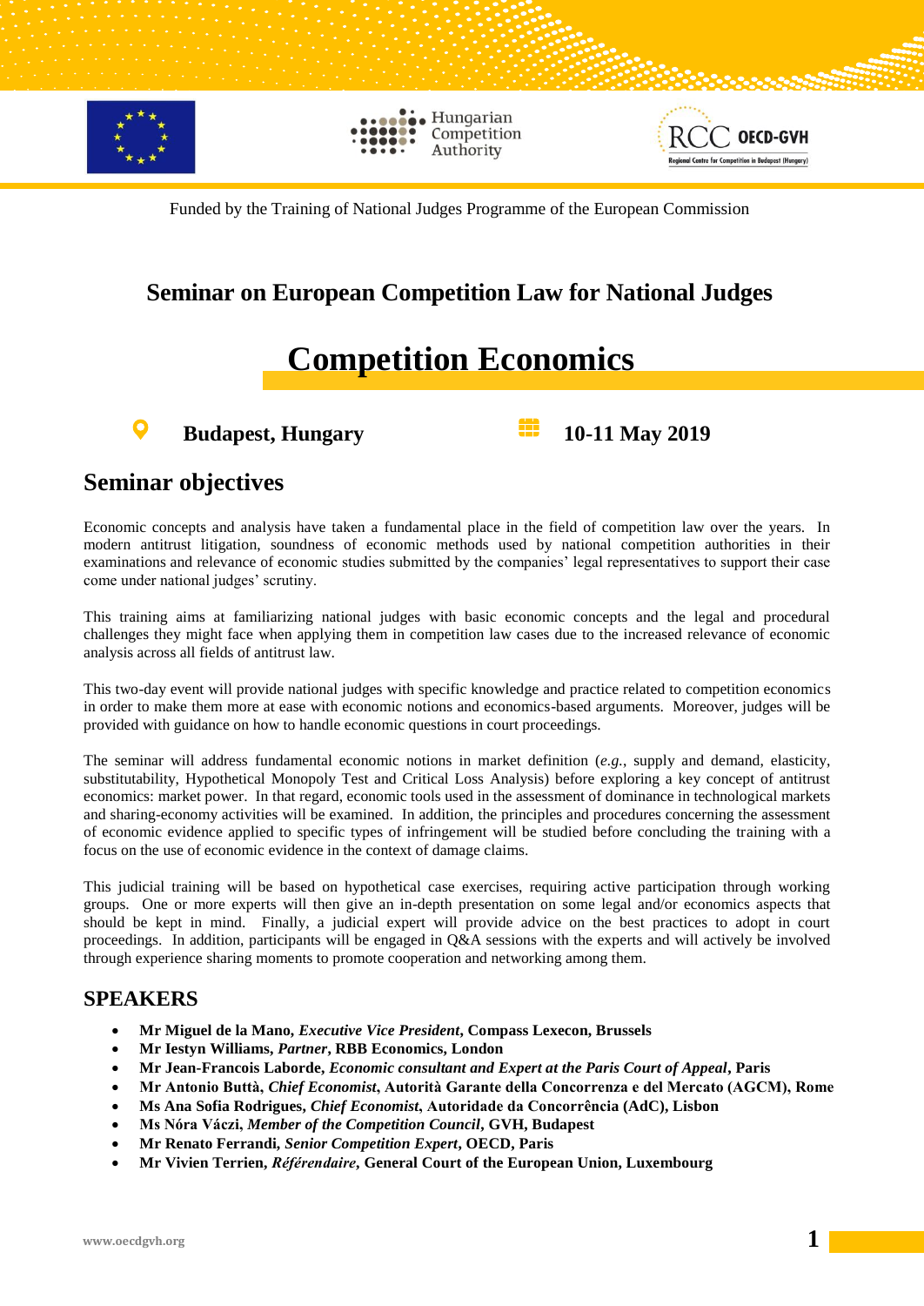Funded by the Training of National Judges Programme of the European Commission

## Seminar on European Competition Law for National Judges

# Competition Economics

**Budapest, Hungary** **10-11 May 2019**

## Seminar objectives

Economic concepts and analysis have taken a fundamental place in the field of competition law over the years. In modern antitrust litigation, soundness of economic methods used by national competition authorities in their examinations and relevance of economic studies submitted by the companies' legal representatives to support their case come under national judges' scrutiny.

This training aims at familiarizing national judges with basic economic concepts and the legal and procedural challenges they might face when applying them in competition law cases due to the increased relevance of economic analysis across all fields of antitrust law.

This two-day event will provide national judges with specific knowledge and practice related to competition economics in order to make them more at ease with economic notions and economics-based arguments. Moreover, judges will be provided with guidance on how to handle economic questions in court proceedings.

The seminar will address fundamental economic notions in market definition (*e.g.*, supply and demand, elasticity, substitutability, Hypothetical Monopoly Test and Critical Loss Analysis) before exploring a key concept of antitrust economics: market power. In that regard, economic tools used in the assessment of dominance in technological markets and sharing-economy activities will be examined. In addition, the principles and procedures concerning the assessment of economic evidence applied to specific types of infringement will be studied before concluding the training with a focus on the use of economic evidence in the context of damage claims.

This judicial training will be based on hypothetical case exercises, requiring active participation through working groups. One or more experts will then give an in-depth presentation on some legal and/or economics aspects that should be kept in mind. Finally, a judicial expert will provide advice on the best practices to adopt in court proceedings. In addition, participants will be engaged in Q&A sessions with the experts and will actively be involved through experience sharing moments to promote cooperation and networking among them.

## SPEAKERS

- **Mr Miguel de la Mano, *Executive Vice President*, Compass Lexecon, Brussels**
- **Mr Iestyn Williams, *Partner*, RBB Economics, London**
- **Mr Jean-Francois Laborde, *Economic consultant and Expert at the Paris Court of Appeal*, Paris**
- **Mr Antonio Buttà, *Chief Economist*, Autorità Garante della Concorrenza e del Mercato (AGCM), Rome**
- **Ms Ana Sofia Rodrigues, *Chief Economist*, Autoridade da Concorrência (AdC), Lisbon**
- **Ms Nóra Váczi, *Member of the Competition Council*, GVH, Budapest**
- **Mr Renato Ferrandi, *Senior Competition Expert*, OECD, Paris**
- **Mr Vivien Terrien, *Référendaire*, General Court of the European Union, Luxembourg**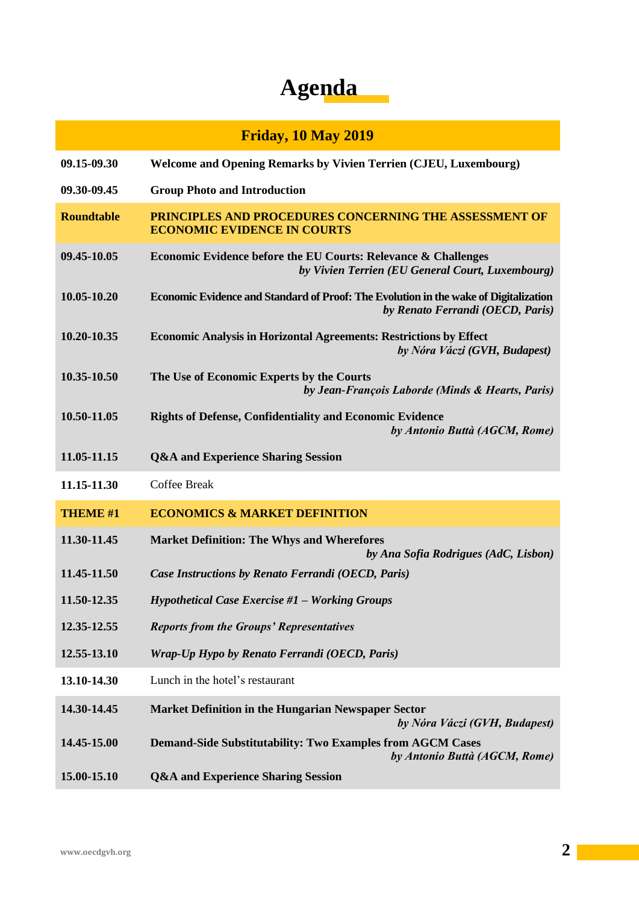# Agenda

| Friday, 10 May 2019 | |
|---|---|
| **09.15-09.30** | **Welcome and Opening Remarks by Vivien Terrien (CJEU, Luxembourg)** |
| **09.30-09.45** | **Group Photo and Introduction** |
| **Roundtable** | **PRINCIPLES AND PROCEDURES CONCERNING THE ASSESSMENT OF ECONOMIC EVIDENCE IN COURTS** |
| **09.45-10.05** | **Economic Evidence before the EU Courts: Relevance & Challenges** *by Vivien Terrien (EU General Court, Luxembourg)* |
| **10.05-10.20** | **Economic Evidence and Standard of Proof: The Evolution in the wake of Digitalization** *by Renato Ferrandi (OECD, Paris)* |
| **10.20-10.35** | **Economic Analysis in Horizontal Agreements: Restrictions by Effect** *by Nóra Váczi (GVH, Budapest)* |
| **10.35-10.50** | **The Use of Economic Experts by the Courts** *by Jean-François Laborde (Minds & Hearts, Paris)* |
| **10.50-11.05** | **Rights of Defense, Confidentiality and Economic Evidence** *by Antonio Buttà (AGCM, Rome)* |
| **11.05-11.15** | **Q&A and Experience Sharing Session** |
| **11.15-11.30** | Coffee Break |
| **THEME #1** | **ECONOMICS & MARKET DEFINITION** |
| **11.30-11.45** | **Market Definition: The Whys and Wherefores** *by Ana Sofia Rodrigues (AdC, Lisbon)* |
| **11.45-11.50** | ***Case Instructions by Renato Ferrandi (OECD, Paris)*** |
| **11.50-12.35** | ***Hypothetical Case Exercise #1 – Working Groups*** |
| **12.35-12.55** | ***Reports from the Groups' Representatives*** |
| **12.55-13.10** | ***Wrap-Up Hypo by Renato Ferrandi (OECD, Paris)*** |
| **13.10-14.30** | Lunch in the hotel's restaurant |
| **14.30-14.45** | **Market Definition in the Hungarian Newspaper Sector** *by Nóra Váczi (GVH, Budapest)* |
| **14.45-15.00** | **Demand-Side Substitutability: Two Examples from AGCM Cases** *by Antonio Buttà (AGCM, Rome)* |
| **15.00-15.10** | **Q&A and Experience Sharing Session** |

www.oecdgvh.org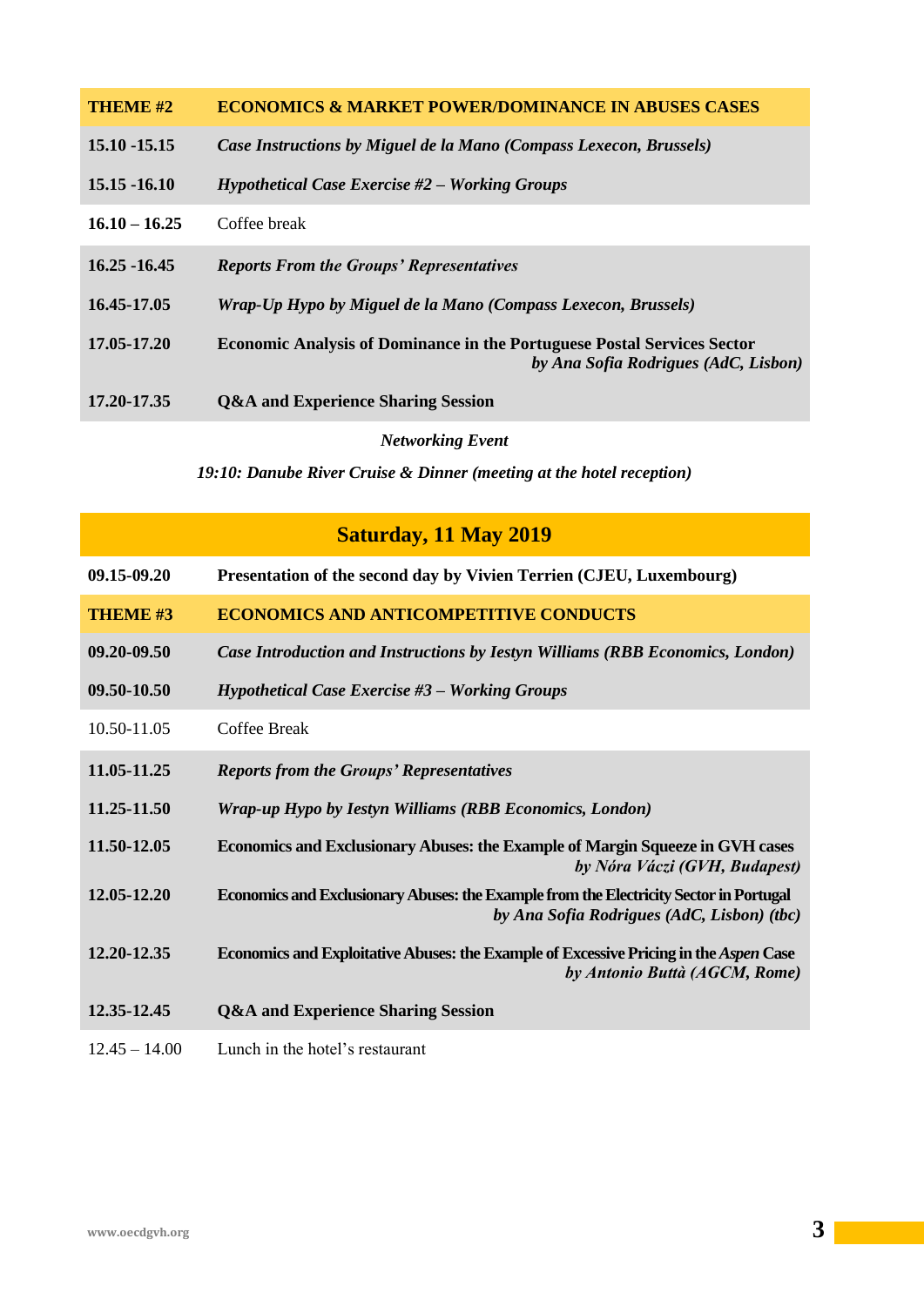| THEME #2 | ECONOMICS & MARKET POWER/DOMINANCE IN ABUSES CASES |
|---|---|
| **15.10 -15.15** | ***Case Instructions by Miguel de la Mano (Compass Lexecon, Brussels)*** |
| **15.15 -16.10** | ***Hypothetical Case Exercise #2 – Working Groups*** |
| **16.10 – 16.25** | Coffee break |
| **16.25 -16.45** | ***Reports From the Groups' Representatives*** |
| **16.45-17.05** | ***Wrap-Up Hypo by Miguel de la Mano (Compass Lexecon, Brussels)*** |
| **17.05-17.20** | **Economic Analysis of Dominance in the Portuguese Postal Services Sector** ***by Ana Sofia Rodrigues (AdC, Lisbon)*** |
| **17.20-17.35** | **Q&A and Experience Sharing Session** |

*Networking Event*

*19:10: Danube River Cruise & Dinner (meeting at the hotel reception)*

## Saturday, 11 May 2019

| | |
|---|---|
| **09.15-09.20** | **Presentation of the second day by Vivien Terrien (CJEU, Luxembourg)** |
| **THEME #3** | **ECONOMICS AND ANTICOMPETITIVE CONDUCTS** |
| **09.20-09.50** | ***Case Introduction and Instructions by Iestyn Williams (RBB Economics, London)*** |
| **09.50-10.50** | ***Hypothetical Case Exercise #3 – Working Groups*** |
| 10.50-11.05 | Coffee Break |
| **11.05-11.25** | ***Reports from the Groups' Representatives*** |
| **11.25-11.50** | ***Wrap-up Hypo by Iestyn Williams (RBB Economics, London)*** |
| **11.50-12.05** | **Economics and Exclusionary Abuses: the Example of Margin Squeeze in GVH cases** ***by Nóra Váczi (GVH, Budapest)*** |
| **12.05-12.20** | **Economics and Exclusionary Abuses: the Example from the Electricity Sector in Portugal** ***by Ana Sofia Rodrigues (AdC, Lisbon) (tbc)*** |
| **12.20-12.35** | **Economics and Exploitative Abuses: the Example of Excessive Pricing in the *Aspen* Case** ***by Antonio Buttà (AGCM, Rome)*** |
| **12.35-12.45** | **Q&A and Experience Sharing Session** |
| 12.45 – 14.00 | Lunch in the hotel's restaurant |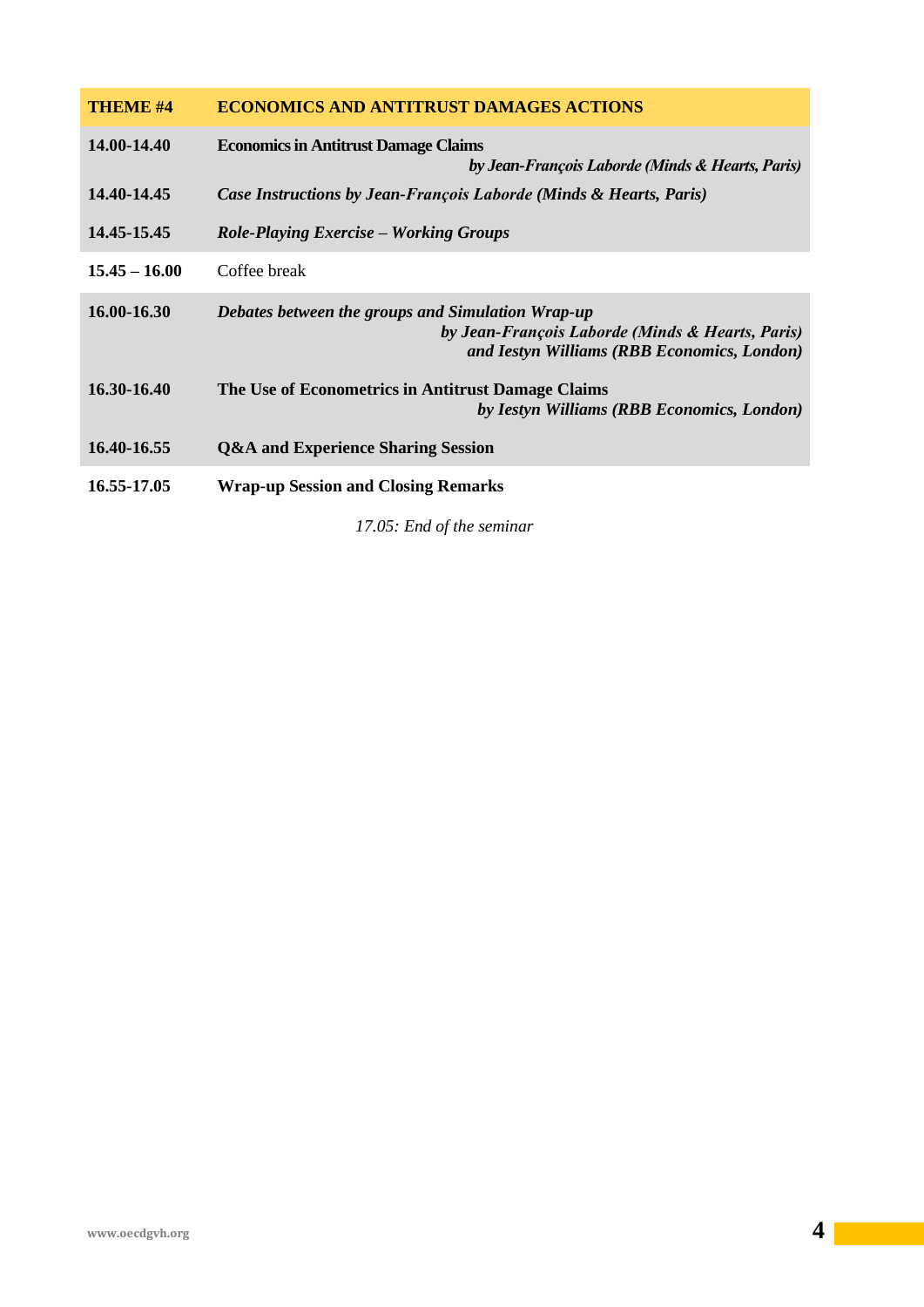| THEME #4 | ECONOMICS AND ANTITRUST DAMAGES ACTIONS |
|---|---|
| **14.00-14.40** | **Economics in Antitrust Damage Claims** *by Jean-François Laborde (Minds & Hearts, Paris)* |
| **14.40-14.45** | ***Case Instructions by Jean-François Laborde (Minds & Hearts, Paris)*** |
| **14.45-15.45** | ***Role-Playing Exercise – Working Groups*** |
| **15.45 – 16.00** | Coffee break |
| **16.00-16.30** | ***Debates between the groups and Simulation Wrap-up*** *by Jean-François Laborde (Minds & Hearts, Paris) and Iestyn Williams (RBB Economics, London)* |
| **16.30-16.40** | **The Use of Econometrics in Antitrust Damage Claims** *by Iestyn Williams (RBB Economics, London)* |
| **16.40-16.55** | **Q&A and Experience Sharing Session** |
| **16.55-17.05** | **Wrap-up Session and Closing Remarks** |

*17.05: End of the seminar*